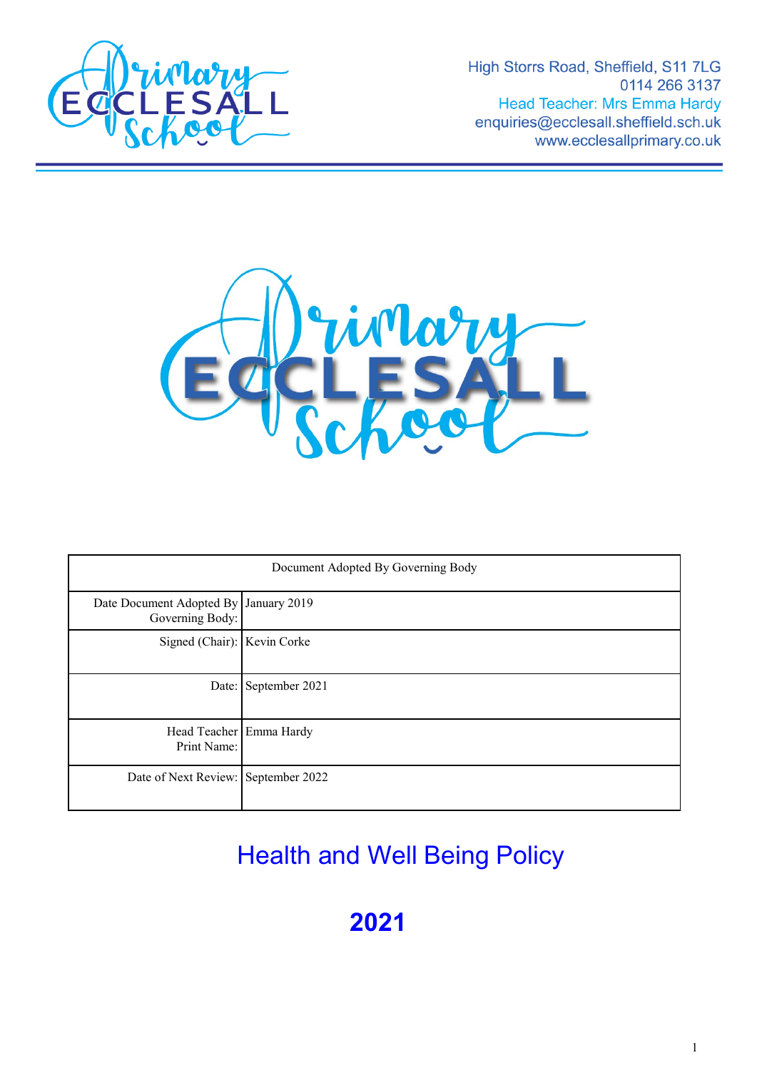High Storrs Road, Sheffield, S11 7LG
0114 266 3137
Head Teacher: Mrs Emma Hardy
enquiries@ecclesall.sheffield.sch.uk
www.ecclesallprimary.co.uk

| Document Adopted By Governing Body | |
|---|---|
| Date Document Adopted By Governing Body: | January 2019 |
| Signed (Chair): | Kevin Corke |
| Date: | September 2021 |
| Head Teacher Print Name: | Emma Hardy |
| Date of Next Review: | September 2022 |

# Health and Well Being Policy

# 2021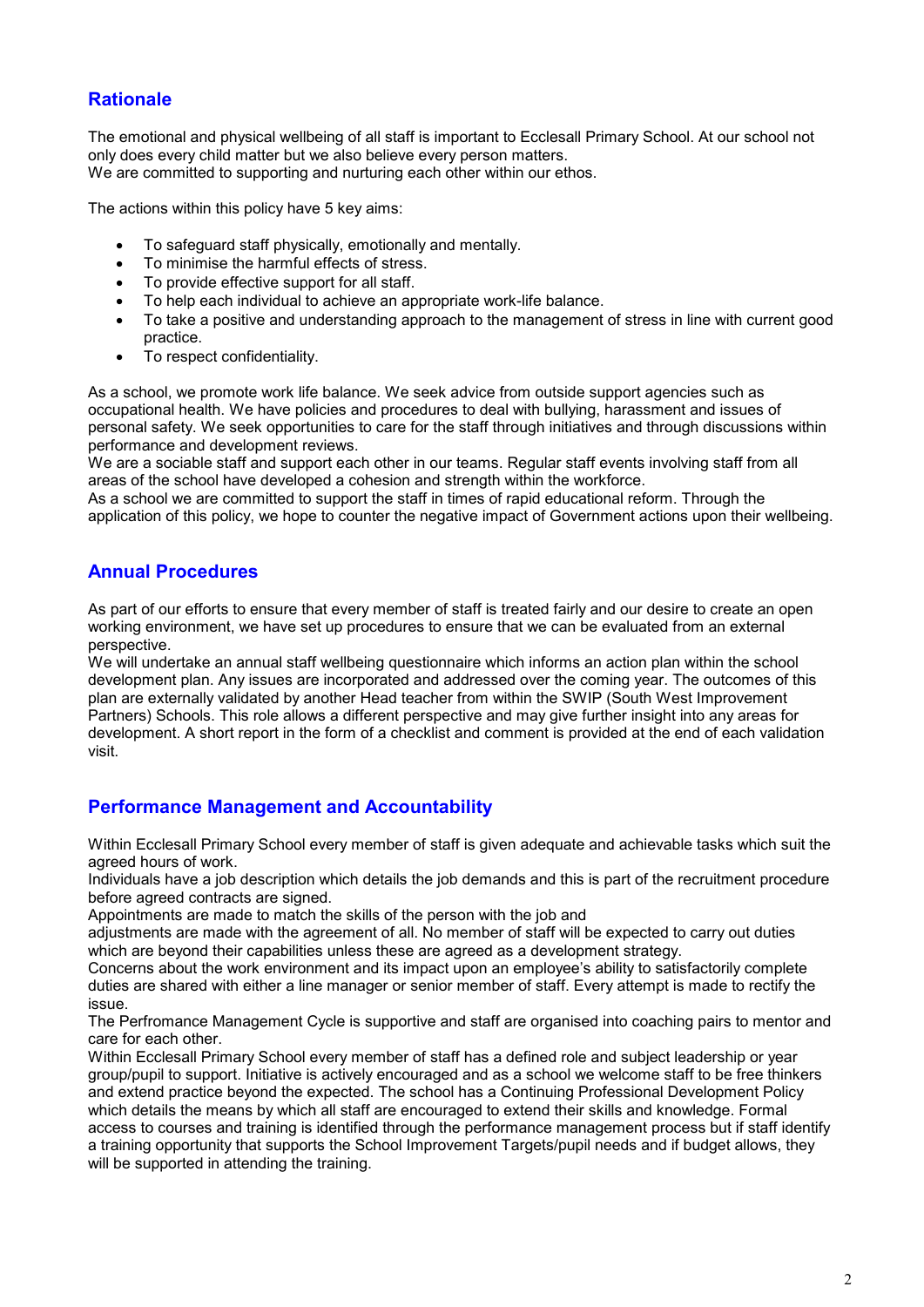## Rationale

The emotional and physical wellbeing of all staff is important to Ecclesall Primary School. At our school not only does every child matter but we also believe every person matters.
We are committed to supporting and nurturing each other within our ethos.

The actions within this policy have 5 key aims:

- To safeguard staff physically, emotionally and mentally.
- To minimise the harmful effects of stress.
- To provide effective support for all staff.
- To help each individual to achieve an appropriate work-life balance.
- To take a positive and understanding approach to the management of stress in line with current good practice.
- To respect confidentiality.

As a school, we promote work life balance. We seek advice from outside support agencies such as occupational health. We have policies and procedures to deal with bullying, harassment and issues of personal safety. We seek opportunities to care for the staff through initiatives and through discussions within performance and development reviews.
We are a sociable staff and support each other in our teams. Regular staff events involving staff from all areas of the school have developed a cohesion and strength within the workforce.
As a school we are committed to support the staff in times of rapid educational reform. Through the application of this policy, we hope to counter the negative impact of Government actions upon their wellbeing.

## Annual Procedures

As part of our efforts to ensure that every member of staff is treated fairly and our desire to create an open working environment, we have set up procedures to ensure that we can be evaluated from an external perspective.
We will undertake an annual staff wellbeing questionnaire which informs an action plan within the school development plan. Any issues are incorporated and addressed over the coming year. The outcomes of this plan are externally validated by another Head teacher from within the SWIP (South West Improvement Partners) Schools. This role allows a different perspective and may give further insight into any areas for development. A short report in the form of a checklist and comment is provided at the end of each validation visit.

## Performance Management and Accountability

Within Ecclesall Primary School every member of staff is given adequate and achievable tasks which suit the agreed hours of work.
Individuals have a job description which details the job demands and this is part of the recruitment procedure before agreed contracts are signed.
Appointments are made to match the skills of the person with the job and
adjustments are made with the agreement of all. No member of staff will be expected to carry out duties which are beyond their capabilities unless these are agreed as a development strategy.
Concerns about the work environment and its impact upon an employee's ability to satisfactorily complete duties are shared with either a line manager or senior member of staff. Every attempt is made to rectify the issue.
The Perfromance Management Cycle is supportive and staff are organised into coaching pairs to mentor and care for each other.
Within Ecclesall Primary School every member of staff has a defined role and subject leadership or year group/pupil to support. Initiative is actively encouraged and as a school we welcome staff to be free thinkers and extend practice beyond the expected. The school has a Continuing Professional Development Policy which details the means by which all staff are encouraged to extend their skills and knowledge. Formal access to courses and training is identified through the performance management process but if staff identify a training opportunity that supports the School Improvement Targets/pupil needs and if budget allows, they will be supported in attending the training.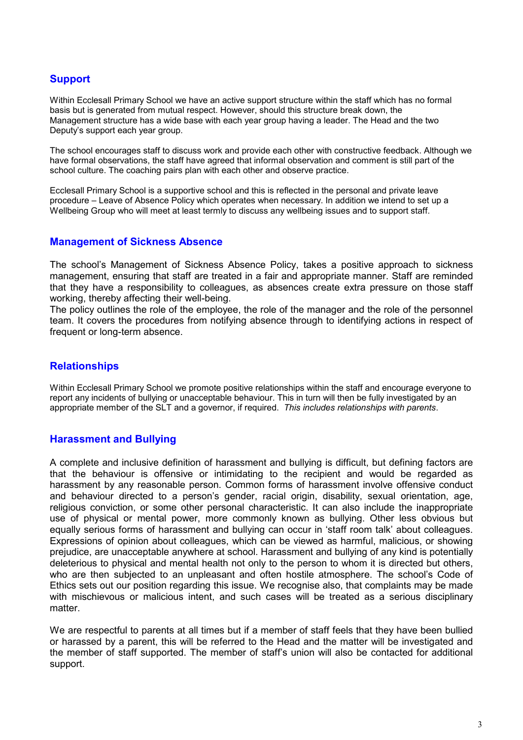## Support

Within Ecclesall Primary School we have an active support structure within the staff which has no formal basis but is generated from mutual respect. However, should this structure break down, the Management structure has a wide base with each year group having a leader. The Head and the two Deputy's support each year group.

The school encourages staff to discuss work and provide each other with constructive feedback. Although we have formal observations, the staff have agreed that informal observation and comment is still part of the school culture. The coaching pairs plan with each other and observe practice.

Ecclesall Primary School is a supportive school and this is reflected in the personal and private leave procedure – Leave of Absence Policy which operates when necessary. In addition we intend to set up a Wellbeing Group who will meet at least termly to discuss any wellbeing issues and to support staff.

## Management of Sickness Absence

The school's Management of Sickness Absence Policy, takes a positive approach to sickness management, ensuring that staff are treated in a fair and appropriate manner. Staff are reminded that they have a responsibility to colleagues, as absences create extra pressure on those staff working, thereby affecting their well-being.
The policy outlines the role of the employee, the role of the manager and the role of the personnel team. It covers the procedures from notifying absence through to identifying actions in respect of frequent or long-term absence.

## Relationships

Within Ecclesall Primary School we promote positive relationships within the staff and encourage everyone to report any incidents of bullying or unacceptable behaviour. This in turn will then be fully investigated by an appropriate member of the SLT and a governor, if required. *This includes relationships with parents*.

## Harassment and Bullying

A complete and inclusive definition of harassment and bullying is difficult, but defining factors are that the behaviour is offensive or intimidating to the recipient and would be regarded as harassment by any reasonable person. Common forms of harassment involve offensive conduct and behaviour directed to a person's gender, racial origin, disability, sexual orientation, age, religious conviction, or some other personal characteristic. It can also include the inappropriate use of physical or mental power, more commonly known as bullying. Other less obvious but equally serious forms of harassment and bullying can occur in 'staff room talk' about colleagues. Expressions of opinion about colleagues, which can be viewed as harmful, malicious, or showing prejudice, are unacceptable anywhere at school. Harassment and bullying of any kind is potentially deleterious to physical and mental health not only to the person to whom it is directed but others, who are then subjected to an unpleasant and often hostile atmosphere. The school's Code of Ethics sets out our position regarding this issue. We recognise also, that complaints may be made with mischievous or malicious intent, and such cases will be treated as a serious disciplinary matter.

We are respectful to parents at all times but if a member of staff feels that they have been bullied or harassed by a parent, this will be referred to the Head and the matter will be investigated and the member of staff supported. The member of staff's union will also be contacted for additional support.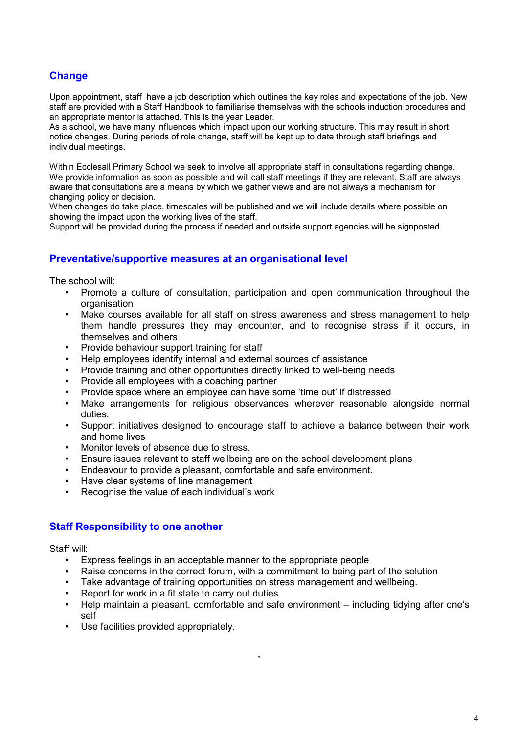## Change

Upon appointment, staff have a job description which outlines the key roles and expectations of the job. New staff are provided with a Staff Handbook to familiarise themselves with the schools induction procedures and an appropriate mentor is attached. This is the year Leader.
As a school, we have many influences which impact upon our working structure. This may result in short notice changes. During periods of role change, staff will be kept up to date through staff briefings and individual meetings.

Within Ecclesall Primary School we seek to involve all appropriate staff in consultations regarding change. We provide information as soon as possible and will call staff meetings if they are relevant. Staff are always aware that consultations are a means by which we gather views and are not always a mechanism for changing policy or decision.
When changes do take place, timescales will be published and we will include details where possible on showing the impact upon the working lives of the staff.
Support will be provided during the process if needed and outside support agencies will be signposted.

## Preventative/supportive measures at an organisational level

The school will:

- Promote a culture of consultation, participation and open communication throughout the organisation
- Make courses available for all staff on stress awareness and stress management to help them handle pressures they may encounter, and to recognise stress if it occurs, in themselves and others
- Provide behaviour support training for staff
- Help employees identify internal and external sources of assistance
- Provide training and other opportunities directly linked to well-being needs
- Provide all employees with a coaching partner
- Provide space where an employee can have some 'time out' if distressed
- Make arrangements for religious observances wherever reasonable alongside normal duties.
- Support initiatives designed to encourage staff to achieve a balance between their work and home lives
- Monitor levels of absence due to stress.
- Ensure issues relevant to staff wellbeing are on the school development plans
- Endeavour to provide a pleasant, comfortable and safe environment.
- Have clear systems of line management
- Recognise the value of each individual's work

## Staff Responsibility to one another

Staff will:

- Express feelings in an acceptable manner to the appropriate people
- Raise concerns in the correct forum, with a commitment to being part of the solution
- Take advantage of training opportunities on stress management and wellbeing.
- Report for work in a fit state to carry out duties
- Help maintain a pleasant, comfortable and safe environment – including tidying after one's self
- Use facilities provided appropriately.